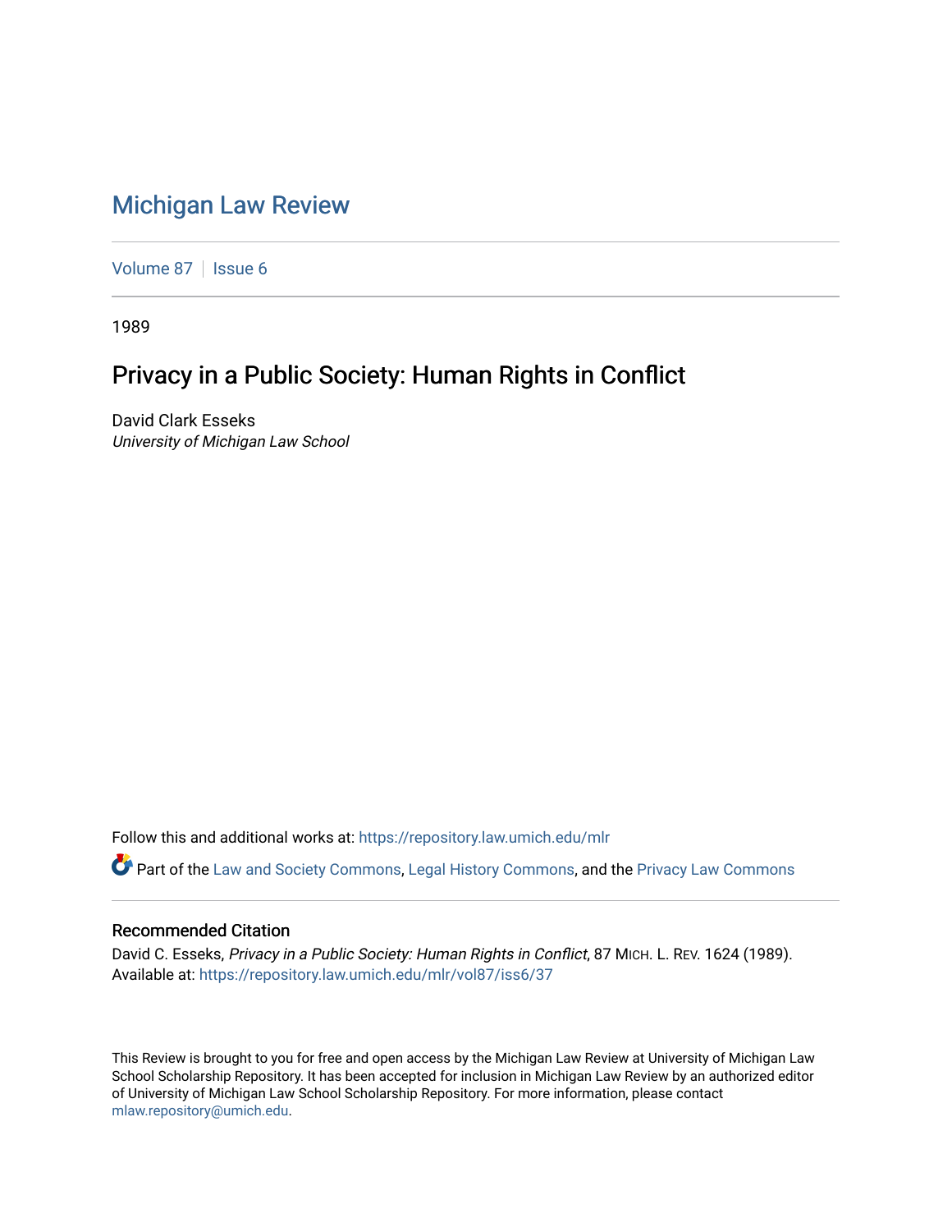# Michigan Law Review

Volume 87 | Issue 6

1989

## Privacy in a Public Society: Human Rights in Conflict

David Clark Esseks
*University of Michigan Law School*

Follow this and additional works at: https://repository.law.umich.edu/mlr

Part of the Law and Society Commons, Legal History Commons, and the Privacy Law Commons

### Recommended Citation

David C. Esseks, *Privacy in a Public Society: Human Rights in Conflict*, 87 MICH. L. REV. 1624 (1989).
Available at: https://repository.law.umich.edu/mlr/vol87/iss6/37

This Review is brought to you for free and open access by the Michigan Law Review at University of Michigan Law School Scholarship Repository. It has been accepted for inclusion in Michigan Law Review by an authorized editor of University of Michigan Law School Scholarship Repository. For more information, please contact mlaw.repository@umich.edu.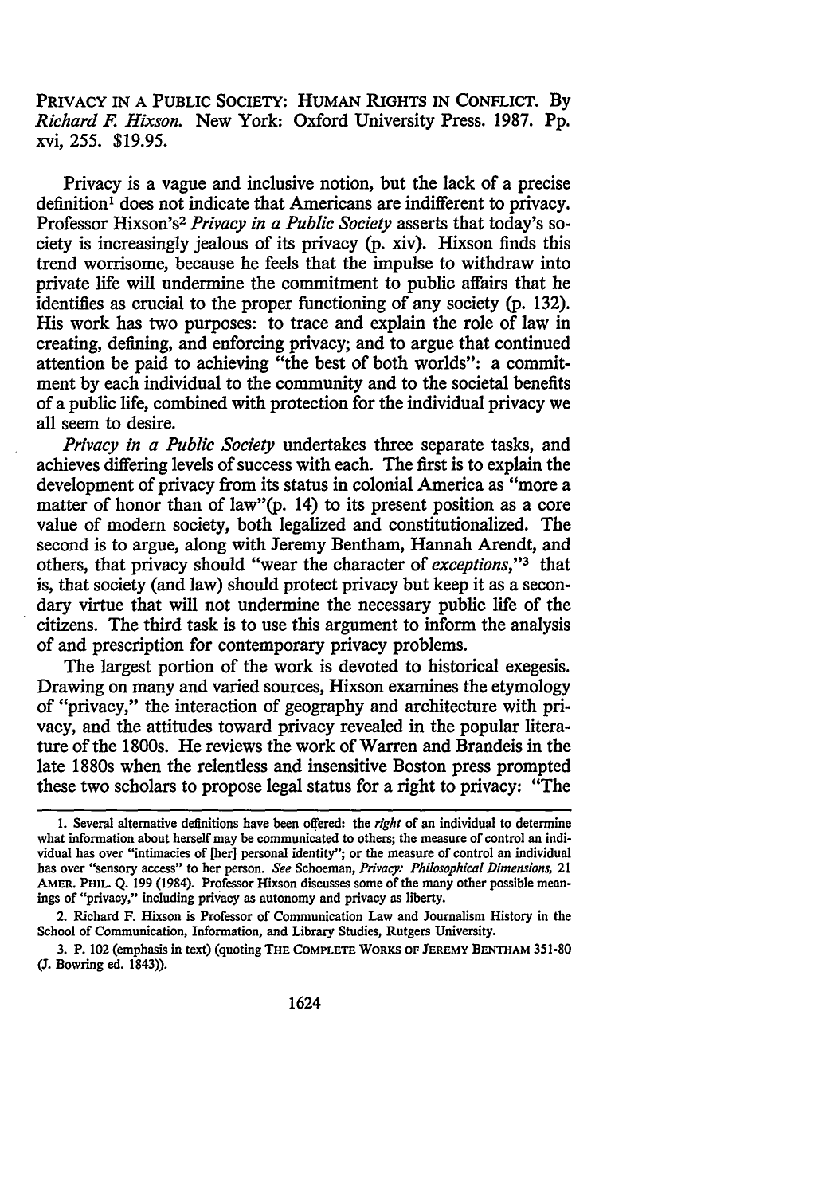PRIVACY IN A PUBLIC SOCIETY: HUMAN RIGHTS IN CONFLICT. By *Richard F. Hixson*. New York: Oxford University Press. 1987. Pp. xvi, 255. $19.95.

Privacy is a vague and inclusive notion, but the lack of a precise definition[1] does not indicate that Americans are indifferent to privacy. Professor Hixson's[2] *Privacy in a Public Society* asserts that today's society is increasingly jealous of its privacy (p. xiv). Hixson finds this trend worrisome, because he feels that the impulse to withdraw into private life will undermine the commitment to public affairs that he identifies as crucial to the proper functioning of any society (p. 132). His work has two purposes: to trace and explain the role of law in creating, defining, and enforcing privacy; and to argue that continued attention be paid to achieving "the best of both worlds": a commitment by each individual to the community and to the societal benefits of a public life, combined with protection for the individual privacy we all seem to desire.

*Privacy in a Public Society* undertakes three separate tasks, and achieves differing levels of success with each. The first is to explain the development of privacy from its status in colonial America as "more a matter of honor than of law"(p. 14) to its present position as a core value of modern society, both legalized and constitutionalized. The second is to argue, along with Jeremy Bentham, Hannah Arendt, and others, that privacy should "wear the character of *exceptions*,"[3] that is, that society (and law) should protect privacy but keep it as a secondary virtue that will not undermine the necessary public life of the citizens. The third task is to use this argument to inform the analysis of and prescription for contemporary privacy problems.

The largest portion of the work is devoted to historical exegesis. Drawing on many and varied sources, Hixson examines the etymology of "privacy," the interaction of geography and architecture with privacy, and the attitudes toward privacy revealed in the popular literature of the 1800s. He reviews the work of Warren and Brandeis in the late 1880s when the relentless and insensitive Boston press prompted these two scholars to propose legal status for a right to privacy: "The

---

1. Several alternative definitions have been offered: the *right* of an individual to determine what information about herself may be communicated to others; the measure of control an individual has over "intimacies of [her] personal identity"; or the measure of control an individual has over "sensory access" to her person. *See* Schoeman, *Privacy: Philosophical Dimensions*, 21 AMER. PHIL. Q. 199 (1984). Professor Hixson discusses some of the many other possible meanings of "privacy," including privacy as autonomy and privacy as liberty.

2. Richard F. Hixson is Professor of Communication Law and Journalism History in the School of Communication, Information, and Library Studies, Rutgers University.

3. P. 102 (emphasis in text) (quoting THE COMPLETE WORKS OF JEREMY BENTHAM 351-80 (J. Bowring ed. 1843)).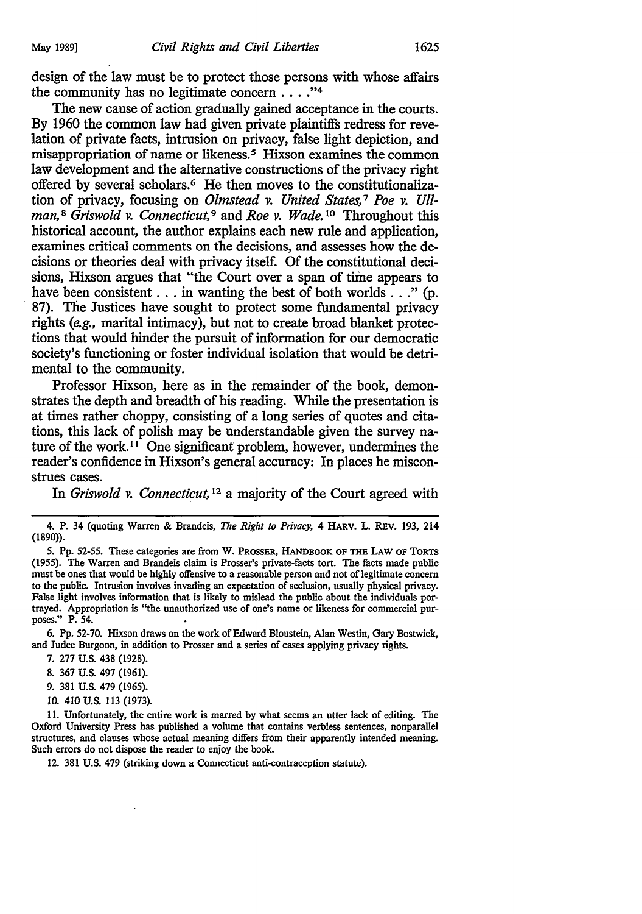design of the law must be to protect those persons with whose affairs the community has no legitimate concern . . . ."[4]

The new cause of action gradually gained acceptance in the courts. By 1960 the common law had given private plaintiffs redress for revelation of private facts, intrusion on privacy, false light depiction, and misappropriation of name or likeness.[5] Hixson examines the common law development and the alternative constructions of the privacy right offered by several scholars.[6] He then moves to the constitutionalization of privacy, focusing on *Olmstead v. United States*,[7] *Poe v. Ullman*,[8] *Griswold v. Connecticut*,[9] and *Roe v. Wade*.[10] Throughout this historical account, the author explains each new rule and application, examines critical comments on the decisions, and assesses how the decisions or theories deal with privacy itself. Of the constitutional decisions, Hixson argues that "the Court over a span of time appears to have been consistent . . . in wanting the best of both worlds . . ." (p. 87). The Justices have sought to protect some fundamental privacy rights (*e.g.*, marital intimacy), but not to create broad blanket protections that would hinder the pursuit of information for our democratic society's functioning or foster individual isolation that would be detrimental to the community.

Professor Hixson, here as in the remainder of the book, demonstrates the depth and breadth of his reading. While the presentation is at times rather choppy, consisting of a long series of quotes and citations, this lack of polish may be understandable given the survey nature of the work.[11] One significant problem, however, undermines the reader's confidence in Hixson's general accuracy: In places he misconstrues cases.

In *Griswold v. Connecticut*,[12] a majority of the Court agreed with

---

4. P. 34 (quoting Warren & Brandeis, *The Right to Privacy*, 4 HARV. L. REV. 193, 214 (1890)).

5. Pp. 52-55. These categories are from W. PROSSER, HANDBOOK OF THE LAW OF TORTS (1955). The Warren and Brandeis claim is Prosser's private-facts tort. The facts made public must be ones that would be highly offensive to a reasonable person and not of legitimate concern to the public. Intrusion involves invading an expectation of seclusion, usually physical privacy. False light involves information that is likely to mislead the public about the individuals portrayed. Appropriation is "the unauthorized use of one's name or likeness for commercial purposes." P. 54.

6. Pp. 52-70. Hixson draws on the work of Edward Bloustein, Alan Westin, Gary Bostwick, and Judee Burgoon, in addition to Prosser and a series of cases applying privacy rights.

7. 277 U.S. 438 (1928).

8. 367 U.S. 497 (1961).

9. 381 U.S. 479 (1965).

10. 410 U.S. 113 (1973).

11. Unfortunately, the entire work is marred by what seems an utter lack of editing. The Oxford University Press has published a volume that contains verbless sentences, nonparallel structures, and clauses whose actual meaning differs from their apparently intended meaning. Such errors do not dispose the reader to enjoy the book.

12. 381 U.S. 479 (striking down a Connecticut anti-contraception statute).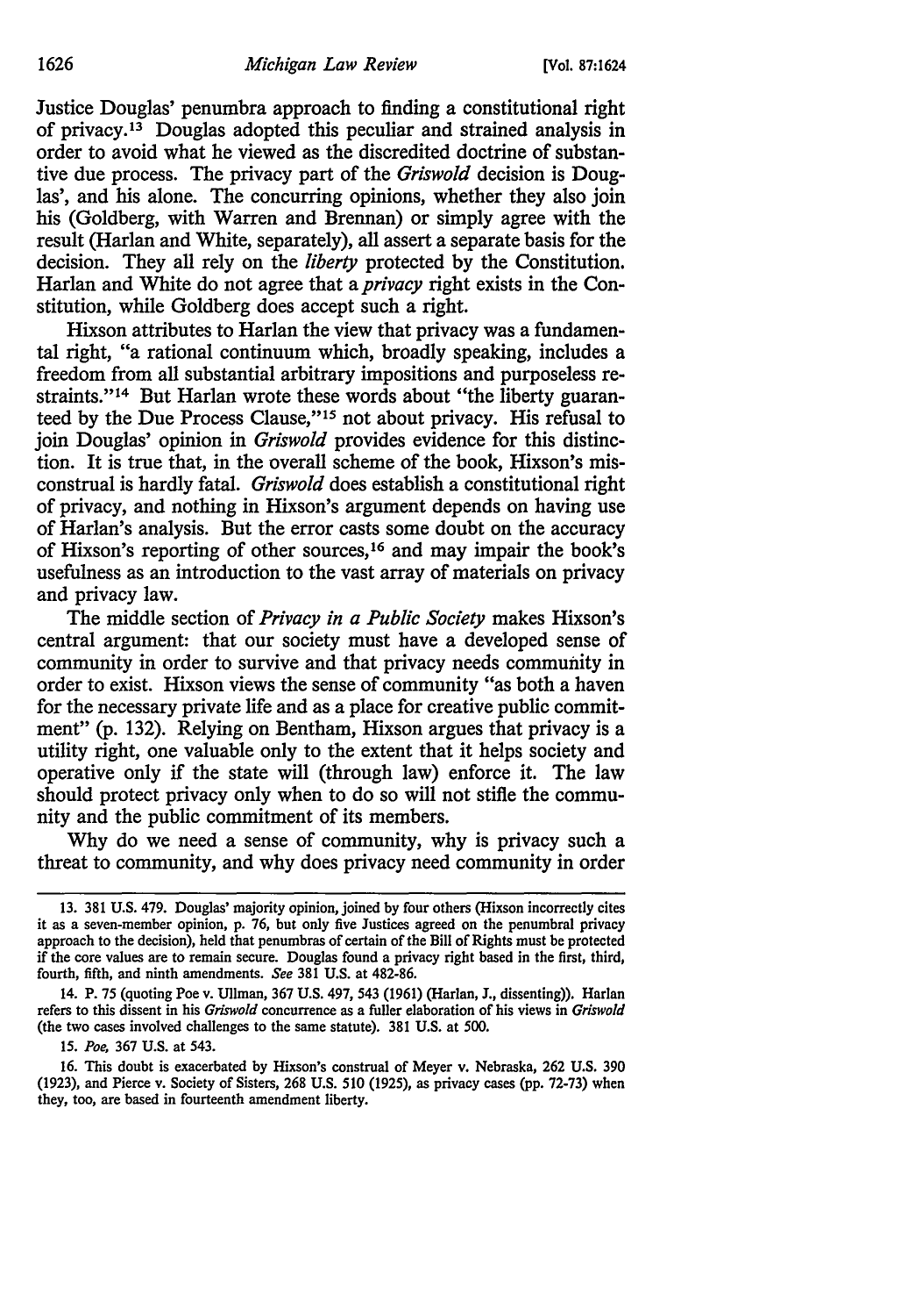Justice Douglas' penumbra approach to finding a constitutional right of privacy.[13] Douglas adopted this peculiar and strained analysis in order to avoid what he viewed as the discredited doctrine of substantive due process. The privacy part of the *Griswold* decision is Douglas', and his alone. The concurring opinions, whether they also join his (Goldberg, with Warren and Brennan) or simply agree with the result (Harlan and White, separately), all assert a separate basis for the decision. They all rely on the *liberty* protected by the Constitution. Harlan and White do not agree that a *privacy* right exists in the Constitution, while Goldberg does accept such a right.

Hixson attributes to Harlan the view that privacy was a fundamental right, "a rational continuum which, broadly speaking, includes a freedom from all substantial arbitrary impositions and purposeless restraints."[14] But Harlan wrote these words about "the liberty guaranteed by the Due Process Clause,"[15] not about privacy. His refusal to join Douglas' opinion in *Griswold* provides evidence for this distinction. It is true that, in the overall scheme of the book, Hixson's misconstrual is hardly fatal. *Griswold* does establish a constitutional right of privacy, and nothing in Hixson's argument depends on having use of Harlan's analysis. But the error casts some doubt on the accuracy of Hixson's reporting of other sources,[16] and may impair the book's usefulness as an introduction to the vast array of materials on privacy and privacy law.

The middle section of *Privacy in a Public Society* makes Hixson's central argument: that our society must have a developed sense of community in order to survive and that privacy needs community in order to exist. Hixson views the sense of community "as both a haven for the necessary private life and as a place for creative public commitment" (p. 132). Relying on Bentham, Hixson argues that privacy is a utility right, one valuable only to the extent that it helps society and operative only if the state will (through law) enforce it. The law should protect privacy only when to do so will not stifle the community and the public commitment of its members.

Why do we need a sense of community, why is privacy such a threat to community, and why does privacy need community in order

---

13. 381 U.S. 479. Douglas' majority opinion, joined by four others (Hixson incorrectly cites it as a seven-member opinion, p. 76, but only five Justices agreed on the penumbral privacy approach to the decision), held that penumbras of certain of the Bill of Rights must be protected if the core values are to remain secure. Douglas found a privacy right based in the first, third, fourth, fifth, and ninth amendments. *See* 381 U.S. at 482-86.

14. P. 75 (quoting Poe v. Ullman, 367 U.S. 497, 543 (1961) (Harlan, J., dissenting)). Harlan refers to this dissent in his *Griswold* concurrence as a fuller elaboration of his views in *Griswold* (the two cases involved challenges to the same statute). 381 U.S. at 500.

15. *Poe*, 367 U.S. at 543.

16. This doubt is exacerbated by Hixson's construal of Meyer v. Nebraska, 262 U.S. 390 (1923), and Pierce v. Society of Sisters, 268 U.S. 510 (1925), as privacy cases (pp. 72-73) when they, too, are based in fourteenth amendment liberty.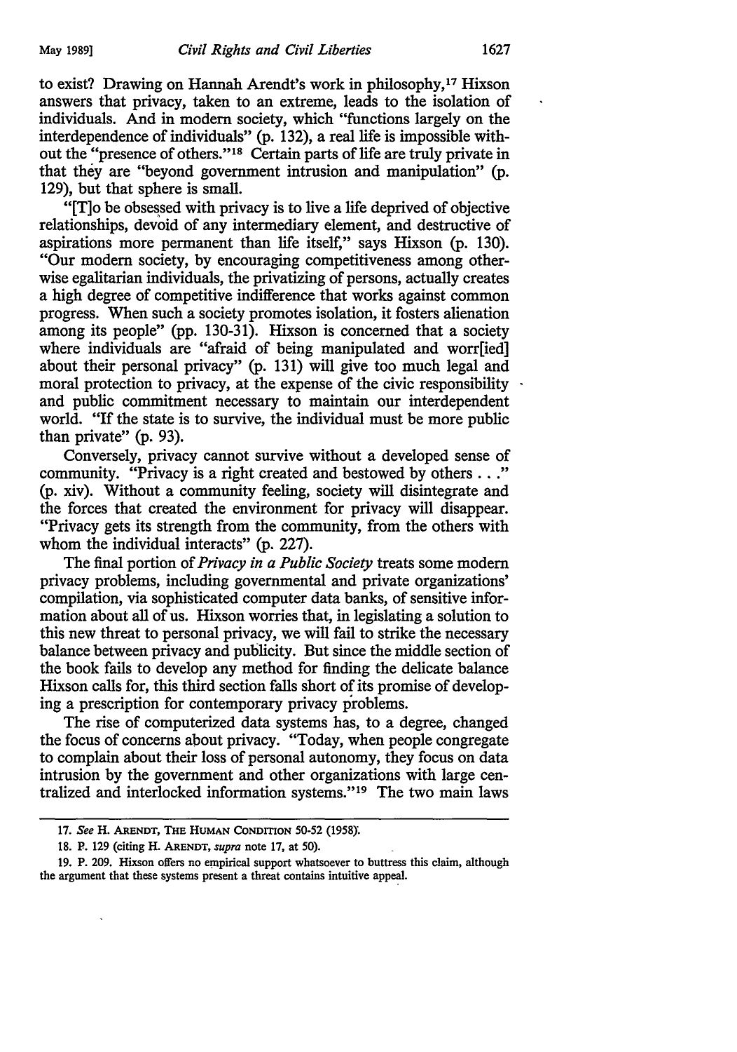to exist? Drawing on Hannah Arendt's work in philosophy,[17] Hixson answers that privacy, taken to an extreme, leads to the isolation of individuals. And in modern society, which "functions largely on the interdependence of individuals" (p. 132), a real life is impossible without the "presence of others."[18] Certain parts of life are truly private in that they are "beyond government intrusion and manipulation" (p. 129), but that sphere is small.

"[T]o be obsessed with privacy is to live a life deprived of objective relationships, devoid of any intermediary element, and destructive of aspirations more permanent than life itself," says Hixson (p. 130). "Our modern society, by encouraging competitiveness among otherwise egalitarian individuals, the privatizing of persons, actually creates a high degree of competitive indifference that works against common progress. When such a society promotes isolation, it fosters alienation among its people" (pp. 130-31). Hixson is concerned that a society where individuals are "afraid of being manipulated and worr[ied] about their personal privacy" (p. 131) will give too much legal and moral protection to privacy, at the expense of the civic responsibility and public commitment necessary to maintain our interdependent world. "If the state is to survive, the individual must be more public than private" (p. 93).

Conversely, privacy cannot survive without a developed sense of community. "Privacy is a right created and bestowed by others . . ." (p. xiv). Without a community feeling, society will disintegrate and the forces that created the environment for privacy will disappear. "Privacy gets its strength from the community, from the others with whom the individual interacts" (p. 227).

The final portion of *Privacy in a Public Society* treats some modern privacy problems, including governmental and private organizations' compilation, via sophisticated computer data banks, of sensitive information about all of us. Hixson worries that, in legislating a solution to this new threat to personal privacy, we will fail to strike the necessary balance between privacy and publicity. But since the middle section of the book fails to develop any method for finding the delicate balance Hixson calls for, this third section falls short of its promise of developing a prescription for contemporary privacy problems.

The rise of computerized data systems has, to a degree, changed the focus of concerns about privacy. "Today, when people congregate to complain about their loss of personal autonomy, they focus on data intrusion by the government and other organizations with large centralized and interlocked information systems."[19] The two main laws

---

17. *See* H. Arendt, The Human Condition 50-52 (1958).

18. P. 129 (citing H. Arendt, *supra* note 17, at 50).

19. P. 209. Hixson offers no empirical support whatsoever to buttress this claim, although the argument that these systems present a threat contains intuitive appeal.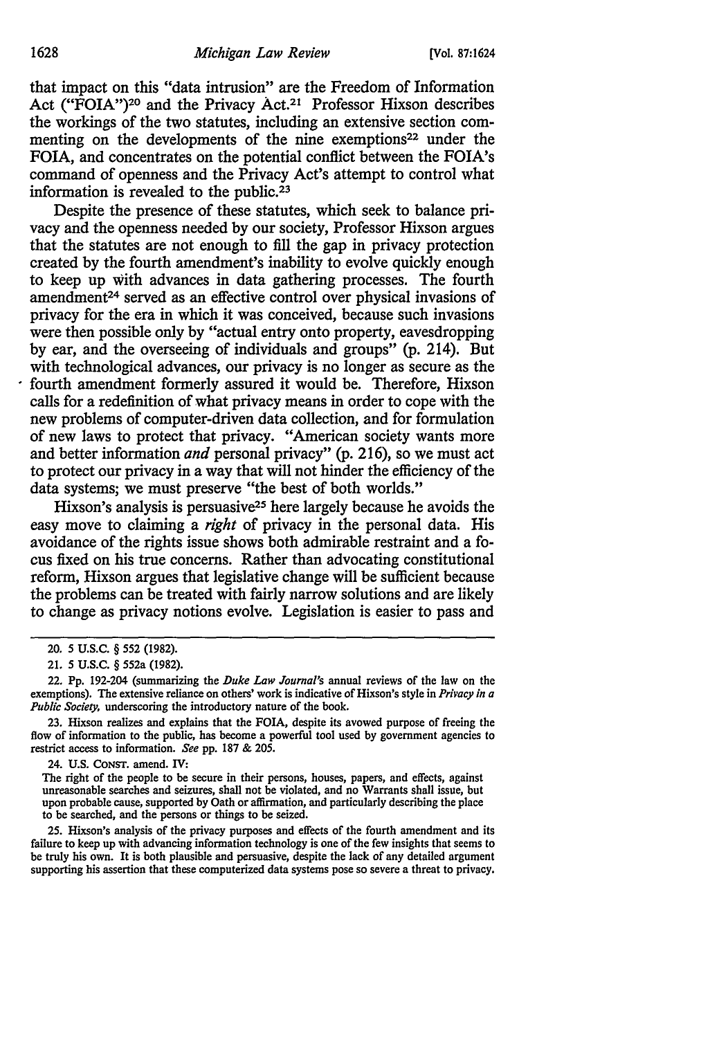that impact on this "data intrusion" are the Freedom of Information Act ("FOIA")[20] and the Privacy Act.[21] Professor Hixson describes the workings of the two statutes, including an extensive section commenting on the developments of the nine exemptions[22] under the FOIA, and concentrates on the potential conflict between the FOIA's command of openness and the Privacy Act's attempt to control what information is revealed to the public.[23]

Despite the presence of these statutes, which seek to balance privacy and the openness needed by our society, Professor Hixson argues that the statutes are not enough to fill the gap in privacy protection created by the fourth amendment's inability to evolve quickly enough to keep up with advances in data gathering processes. The fourth amendment[24] served as an effective control over physical invasions of privacy for the era in which it was conceived, because such invasions were then possible only by "actual entry onto property, eavesdropping by ear, and the overseeing of individuals and groups" (p. 214). But with technological advances, our privacy is no longer as secure as the fourth amendment formerly assured it would be. Therefore, Hixson calls for a redefinition of what privacy means in order to cope with the new problems of computer-driven data collection, and for formulation of new laws to protect that privacy. "American society wants more and better information *and* personal privacy" (p. 216), so we must act to protect our privacy in a way that will not hinder the efficiency of the data systems; we must preserve "the best of both worlds."

Hixson's analysis is persuasive[25] here largely because he avoids the easy move to claiming a *right* of privacy in the personal data. His avoidance of the rights issue shows both admirable restraint and a focus fixed on his true concerns. Rather than advocating constitutional reform, Hixson argues that legislative change will be sufficient because the problems can be treated with fairly narrow solutions and are likely to change as privacy notions evolve. Legislation is easier to pass and

---

20. 5 U.S.C. § 552 (1982).

21. 5 U.S.C. § 552a (1982).

22. Pp. 192-204 (summarizing the *Duke Law Journal's* annual reviews of the law on the exemptions). The extensive reliance on others' work is indicative of Hixson's style in *Privacy in a Public Society,* underscoring the introductory nature of the book.

23. Hixson realizes and explains that the FOIA, despite its avowed purpose of freeing the flow of information to the public, has become a powerful tool used by government agencies to restrict access to information. *See* pp. 187 & 205.

24. U.S. CONST. amend. IV:

The right of the people to be secure in their persons, houses, papers, and effects, against unreasonable searches and seizures, shall not be violated, and no Warrants shall issue, but upon probable cause, supported by Oath or affirmation, and particularly describing the place to be searched, and the persons or things to be seized.

25. Hixson's analysis of the privacy purposes and effects of the fourth amendment and its failure to keep up with advancing information technology is one of the few insights that seems to be truly his own. It is both plausible and persuasive, despite the lack of any detailed argument supporting his assertion that these computerized data systems pose so severe a threat to privacy.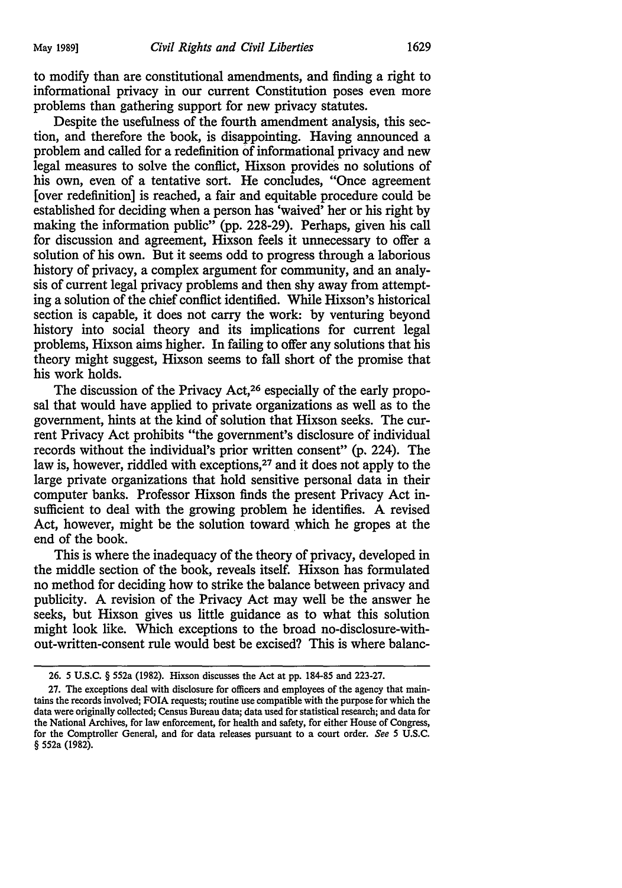to modify than are constitutional amendments, and finding a right to informational privacy in our current Constitution poses even more problems than gathering support for new privacy statutes.

Despite the usefulness of the fourth amendment analysis, this section, and therefore the book, is disappointing. Having announced a problem and called for a redefinition of informational privacy and new legal measures to solve the conflict, Hixson provides no solutions of his own, even of a tentative sort. He concludes, "Once agreement [over redefinition] is reached, a fair and equitable procedure could be established for deciding when a person has 'waived' her or his right by making the information public" (pp. 228-29). Perhaps, given his call for discussion and agreement, Hixson feels it unnecessary to offer a solution of his own. But it seems odd to progress through a laborious history of privacy, a complex argument for community, and an analysis of current legal privacy problems and then shy away from attempting a solution of the chief conflict identified. While Hixson's historical section is capable, it does not carry the work: by venturing beyond history into social theory and its implications for current legal problems, Hixson aims higher. In failing to offer any solutions that his theory might suggest, Hixson seems to fall short of the promise that his work holds.

The discussion of the Privacy Act,[26] especially of the early proposal that would have applied to private organizations as well as to the government, hints at the kind of solution that Hixson seeks. The current Privacy Act prohibits "the government's disclosure of individual records without the individual's prior written consent" (p. 224). The law is, however, riddled with exceptions,[27] and it does not apply to the large private organizations that hold sensitive personal data in their computer banks. Professor Hixson finds the present Privacy Act insufficient to deal with the growing problem he identifies. A revised Act, however, might be the solution toward which he gropes at the end of the book.

This is where the inadequacy of the theory of privacy, developed in the middle section of the book, reveals itself. Hixson has formulated no method for deciding how to strike the balance between privacy and publicity. A revision of the Privacy Act may well be the answer he seeks, but Hixson gives us little guidance as to what this solution might look like. Which exceptions to the broad no-disclosure-without-written-consent rule would best be excised? This is where balanc-

---

26. 5 U.S.C. § 552a (1982). Hixson discusses the Act at pp. 184-85 and 223-27.

27. The exceptions deal with disclosure for officers and employees of the agency that maintains the records involved; FOIA requests; routine use compatible with the purpose for which the data were originally collected; Census Bureau data; data used for statistical research; and data for the National Archives, for law enforcement, for health and safety, for either House of Congress, for the Comptroller General, and for data releases pursuant to a court order. *See* 5 U.S.C. § 552a (1982).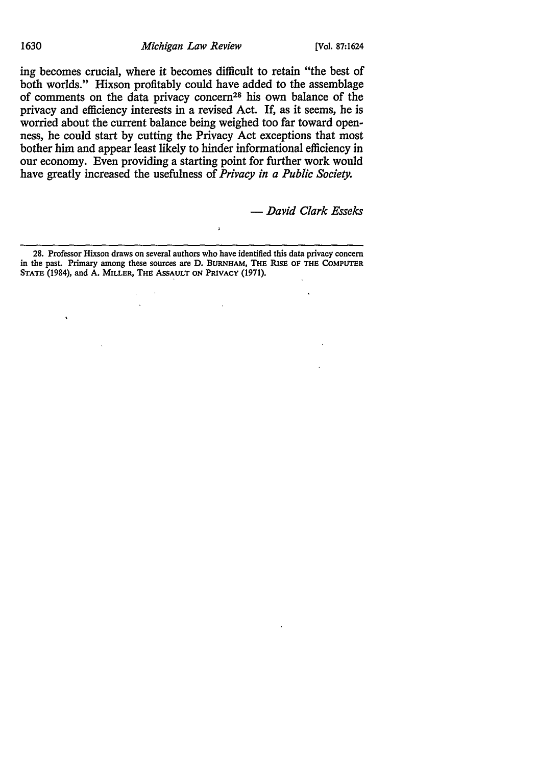ing becomes crucial, where it becomes difficult to retain "the best of both worlds." Hixson profitably could have added to the assemblage of comments on the data privacy concern[28] his own balance of the privacy and efficiency interests in a revised Act. If, as it seems, he is worried about the current balance being weighed too far toward openness, he could start by cutting the Privacy Act exceptions that most bother him and appear least likely to hinder informational efficiency in our economy. Even providing a starting point for further work would have greatly increased the usefulness of *Privacy in a Public Society.*

— *David Clark Esseks*

---

28. Professor Hixson draws on several authors who have identified this data privacy concern in the past. Primary among these sources are D. BURNHAM, THE RISE OF THE COMPUTER STATE (1984), and A. MILLER, THE ASSAULT ON PRIVACY (1971).